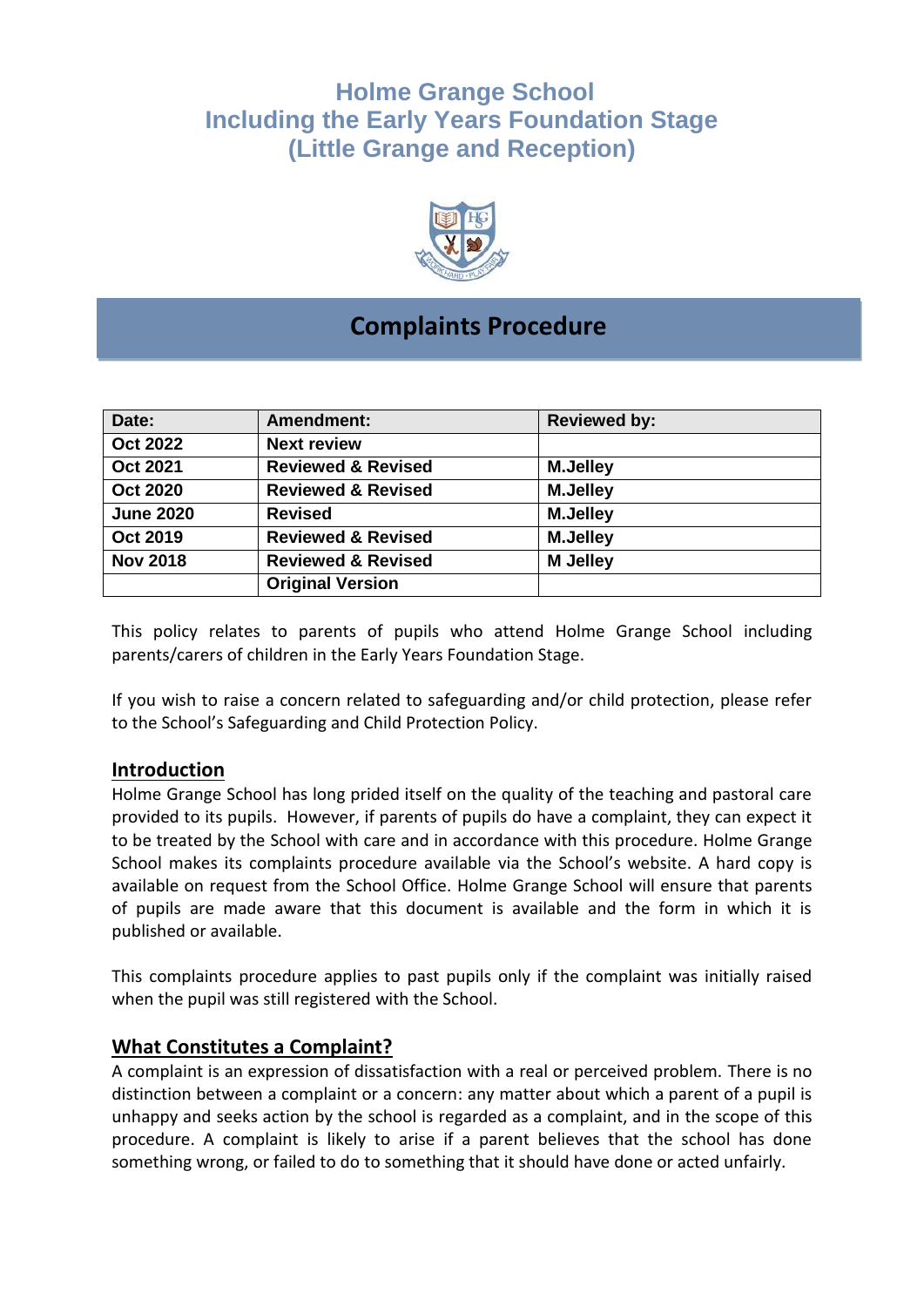# Holme Grange School
# Including the Early Years Foundation Stage
# (Little Grange and Reception)

## Complaints Procedure

| Date: | Amendment: | Reviewed by: |
|---|---|---|
| Oct 2022 | Next review | |
| Oct 2021 | Reviewed & Revised | M.Jelley |
| Oct 2020 | Reviewed & Revised | M.Jelley |
| June 2020 | Revised | M.Jelley |
| Oct 2019 | Reviewed & Revised | M.Jelley |
| Nov 2018 | Reviewed & Revised | M Jelley |
| | Original Version | |

This policy relates to parents of pupils who attend Holme Grange School including parents/carers of children in the Early Years Foundation Stage.

If you wish to raise a concern related to safeguarding and/or child protection, please refer to the School's Safeguarding and Child Protection Policy.

### Introduction

Holme Grange School has long prided itself on the quality of the teaching and pastoral care provided to its pupils. However, if parents of pupils do have a complaint, they can expect it to be treated by the School with care and in accordance with this procedure. Holme Grange School makes its complaints procedure available via the School's website. A hard copy is available on request from the School Office. Holme Grange School will ensure that parents of pupils are made aware that this document is available and the form in which it is published or available.

This complaints procedure applies to past pupils only if the complaint was initially raised when the pupil was still registered with the School.

### What Constitutes a Complaint?

A complaint is an expression of dissatisfaction with a real or perceived problem. There is no distinction between a complaint or a concern: any matter about which a parent of a pupil is unhappy and seeks action by the school is regarded as a complaint, and in the scope of this procedure. A complaint is likely to arise if a parent believes that the school has done something wrong, or failed to do to something that it should have done or acted unfairly.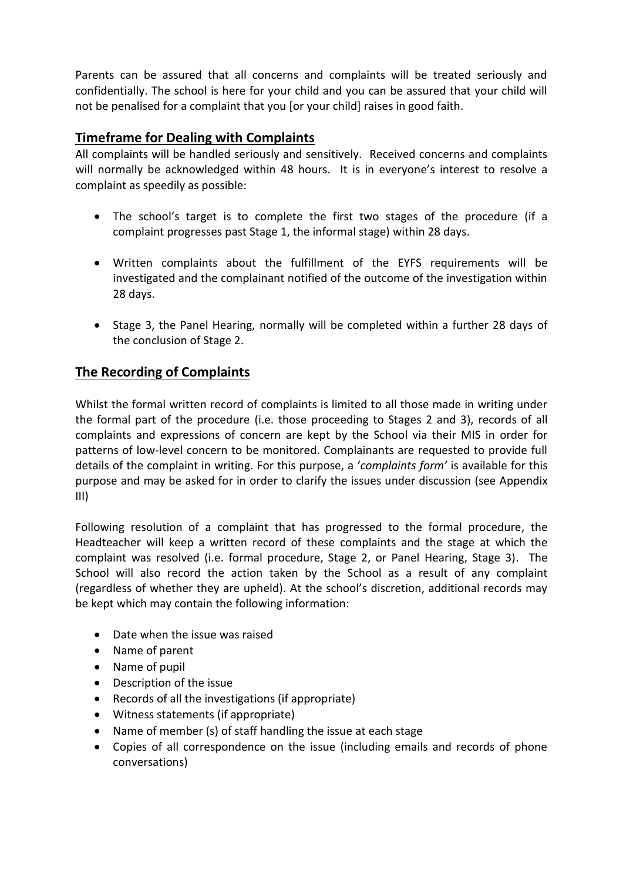Parents can be assured that all concerns and complaints will be treated seriously and confidentially. The school is here for your child and you can be assured that your child will not be penalised for a complaint that you [or your child] raises in good faith.

## Timeframe for Dealing with Complaints

All complaints will be handled seriously and sensitively. Received concerns and complaints will normally be acknowledged within 48 hours. It is in everyone's interest to resolve a complaint as speedily as possible:

- The school's target is to complete the first two stages of the procedure (if a complaint progresses past Stage 1, the informal stage) within 28 days.
- Written complaints about the fulfillment of the EYFS requirements will be investigated and the complainant notified of the outcome of the investigation within 28 days.
- Stage 3, the Panel Hearing, normally will be completed within a further 28 days of the conclusion of Stage 2.

## The Recording of Complaints

Whilst the formal written record of complaints is limited to all those made in writing under the formal part of the procedure (i.e. those proceeding to Stages 2 and 3), records of all complaints and expressions of concern are kept by the School via their MIS in order for patterns of low-level concern to be monitored. Complainants are requested to provide full details of the complaint in writing. For this purpose, a '*complaints form'* is available for this purpose and may be asked for in order to clarify the issues under discussion (see Appendix III)

Following resolution of a complaint that has progressed to the formal procedure, the Headteacher will keep a written record of these complaints and the stage at which the complaint was resolved (i.e. formal procedure, Stage 2, or Panel Hearing, Stage 3). The School will also record the action taken by the School as a result of any complaint (regardless of whether they are upheld). At the school's discretion, additional records may be kept which may contain the following information:

- Date when the issue was raised
- Name of parent
- Name of pupil
- Description of the issue
- Records of all the investigations (if appropriate)
- Witness statements (if appropriate)
- Name of member (s) of staff handling the issue at each stage
- Copies of all correspondence on the issue (including emails and records of phone conversations)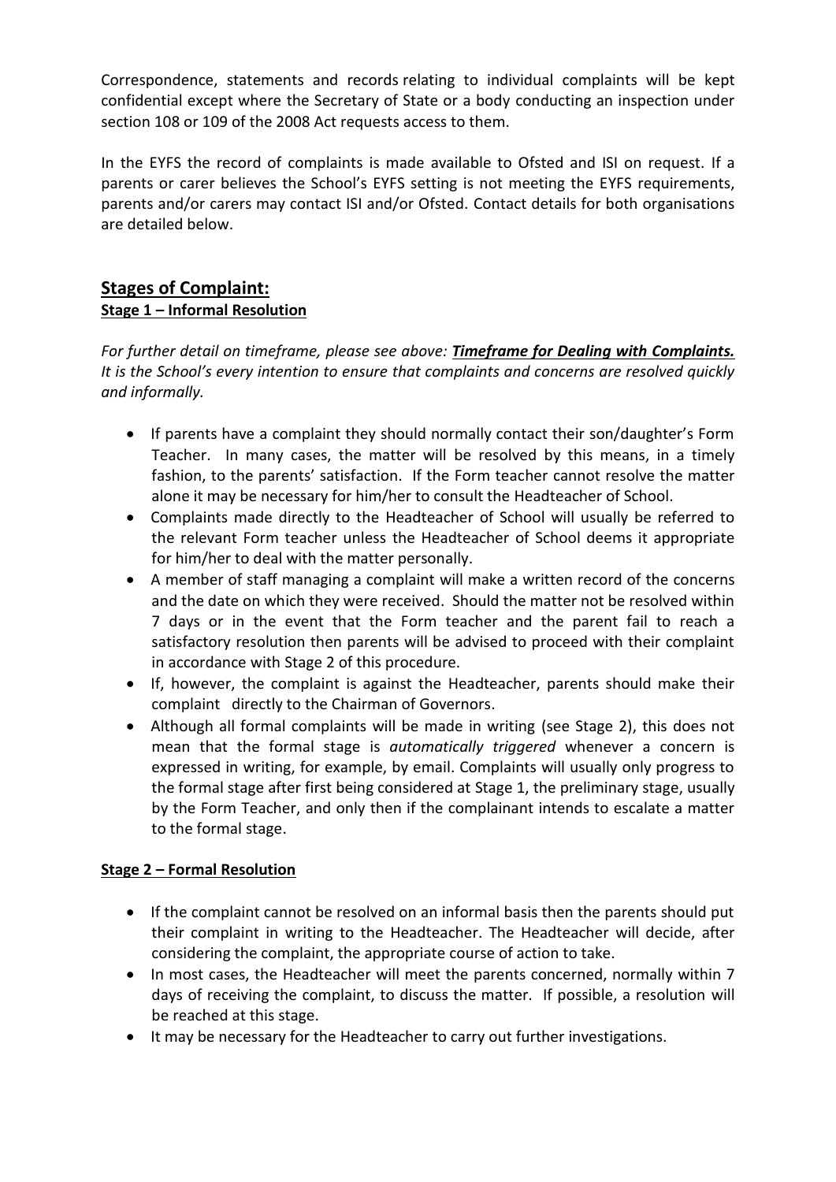Correspondence, statements and records relating to individual complaints will be kept confidential except where the Secretary of State or a body conducting an inspection under section 108 or 109 of the 2008 Act requests access to them.

In the EYFS the record of complaints is made available to Ofsted and ISI on request. If a parents or carer believes the School's EYFS setting is not meeting the EYFS requirements, parents and/or carers may contact ISI and/or Ofsted. Contact details for both organisations are detailed below.

## Stages of Complaint:

### Stage 1 – Informal Resolution

*For further detail on timeframe, please see above: **Timeframe for Dealing with Complaints.** It is the School's every intention to ensure that complaints and concerns are resolved quickly and informally.*

- If parents have a complaint they should normally contact their son/daughter's Form Teacher. In many cases, the matter will be resolved by this means, in a timely fashion, to the parents' satisfaction. If the Form teacher cannot resolve the matter alone it may be necessary for him/her to consult the Headteacher of School.
- Complaints made directly to the Headteacher of School will usually be referred to the relevant Form teacher unless the Headteacher of School deems it appropriate for him/her to deal with the matter personally.
- A member of staff managing a complaint will make a written record of the concerns and the date on which they were received. Should the matter not be resolved within 7 days or in the event that the Form teacher and the parent fail to reach a satisfactory resolution then parents will be advised to proceed with their complaint in accordance with Stage 2 of this procedure.
- If, however, the complaint is against the Headteacher, parents should make their complaint directly to the Chairman of Governors.
- Although all formal complaints will be made in writing (see Stage 2), this does not mean that the formal stage is *automatically triggered* whenever a concern is expressed in writing, for example, by email. Complaints will usually only progress to the formal stage after first being considered at Stage 1, the preliminary stage, usually by the Form Teacher, and only then if the complainant intends to escalate a matter to the formal stage.

### Stage 2 – Formal Resolution

- If the complaint cannot be resolved on an informal basis then the parents should put their complaint in writing to the Headteacher. The Headteacher will decide, after considering the complaint, the appropriate course of action to take.
- In most cases, the Headteacher will meet the parents concerned, normally within 7 days of receiving the complaint, to discuss the matter. If possible, a resolution will be reached at this stage.
- It may be necessary for the Headteacher to carry out further investigations.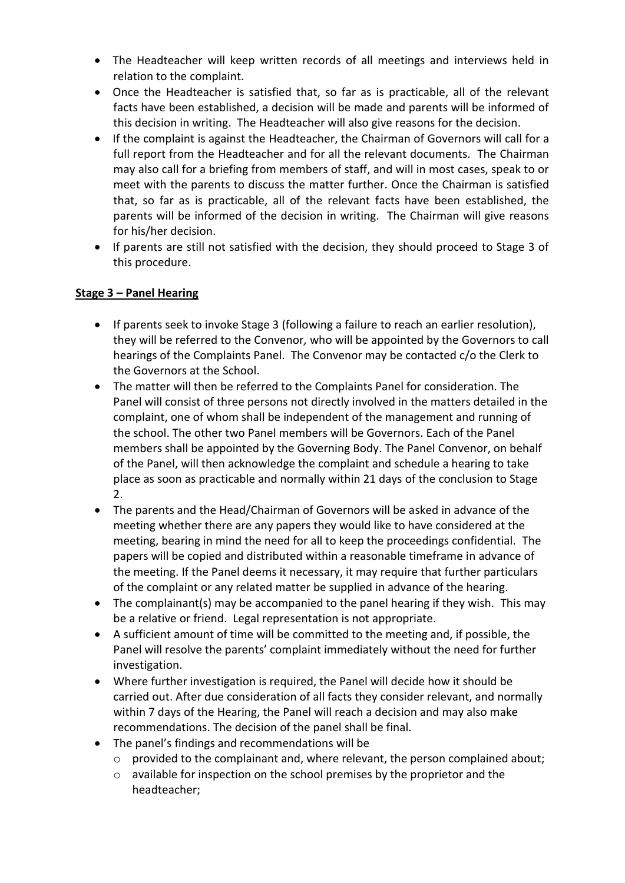- The Headteacher will keep written records of all meetings and interviews held in relation to the complaint.
- Once the Headteacher is satisfied that, so far as is practicable, all of the relevant facts have been established, a decision will be made and parents will be informed of this decision in writing. The Headteacher will also give reasons for the decision.
- If the complaint is against the Headteacher, the Chairman of Governors will call for a full report from the Headteacher and for all the relevant documents. The Chairman may also call for a briefing from members of staff, and will in most cases, speak to or meet with the parents to discuss the matter further. Once the Chairman is satisfied that, so far as is practicable, all of the relevant facts have been established, the parents will be informed of the decision in writing. The Chairman will give reasons for his/her decision.
- If parents are still not satisfied with the decision, they should proceed to Stage 3 of this procedure.

**Stage 3 – Panel Hearing**

- If parents seek to invoke Stage 3 (following a failure to reach an earlier resolution), they will be referred to the Convenor, who will be appointed by the Governors to call hearings of the Complaints Panel. The Convenor may be contacted c/o the Clerk to the Governors at the School.
- The matter will then be referred to the Complaints Panel for consideration. The Panel will consist of three persons not directly involved in the matters detailed in the complaint, one of whom shall be independent of the management and running of the school. The other two Panel members will be Governors. Each of the Panel members shall be appointed by the Governing Body. The Panel Convenor, on behalf of the Panel, will then acknowledge the complaint and schedule a hearing to take place as soon as practicable and normally within 21 days of the conclusion to Stage 2.
- The parents and the Head/Chairman of Governors will be asked in advance of the meeting whether there are any papers they would like to have considered at the meeting, bearing in mind the need for all to keep the proceedings confidential. The papers will be copied and distributed within a reasonable timeframe in advance of the meeting. If the Panel deems it necessary, it may require that further particulars of the complaint or any related matter be supplied in advance of the hearing.
- The complainant(s) may be accompanied to the panel hearing if they wish. This may be a relative or friend. Legal representation is not appropriate.
- A sufficient amount of time will be committed to the meeting and, if possible, the Panel will resolve the parents' complaint immediately without the need for further investigation.
- Where further investigation is required, the Panel will decide how it should be carried out. After due consideration of all facts they consider relevant, and normally within 7 days of the Hearing, the Panel will reach a decision and may also make recommendations. The decision of the panel shall be final.
- The panel's findings and recommendations will be
    - provided to the complainant and, where relevant, the person complained about;
    - available for inspection on the school premises by the proprietor and the headteacher;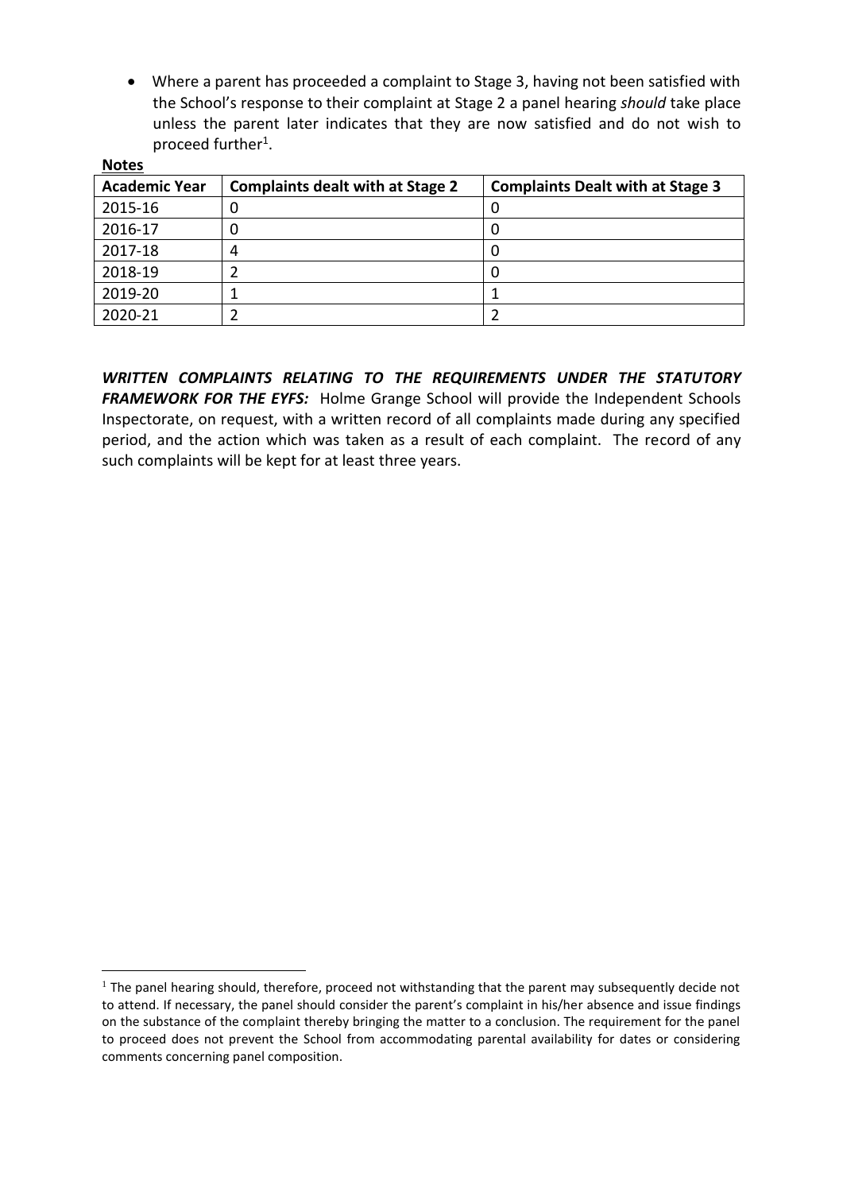- Where a parent has proceeded a complaint to Stage 3, having not been satisfied with the School's response to their complaint at Stage 2 a panel hearing *should* take place unless the parent later indicates that they are now satisfied and do not wish to proceed further[1].

**Notes**

| Academic Year | Complaints dealt with at Stage 2 | Complaints Dealt with at Stage 3 |
|---|---|---|
| 2015-16 | 0 | 0 |
| 2016-17 | 0 | 0 |
| 2017-18 | 4 | 0 |
| 2018-19 | 2 | 0 |
| 2019-20 | 1 | 1 |
| 2020-21 | 2 | 2 |

***WRITTEN COMPLAINTS RELATING TO THE REQUIREMENTS UNDER THE STATUTORY FRAMEWORK FOR THE EYFS:*** Holme Grange School will provide the Independent Schools Inspectorate, on request, with a written record of all complaints made during any specified period, and the action which was taken as a result of each complaint. The record of any such complaints will be kept for at least three years.

[1] The panel hearing should, therefore, proceed not withstanding that the parent may subsequently decide not to attend. If necessary, the panel should consider the parent's complaint in his/her absence and issue findings on the substance of the complaint thereby bringing the matter to a conclusion. The requirement for the panel to proceed does not prevent the School from accommodating parental availability for dates or considering comments concerning panel composition.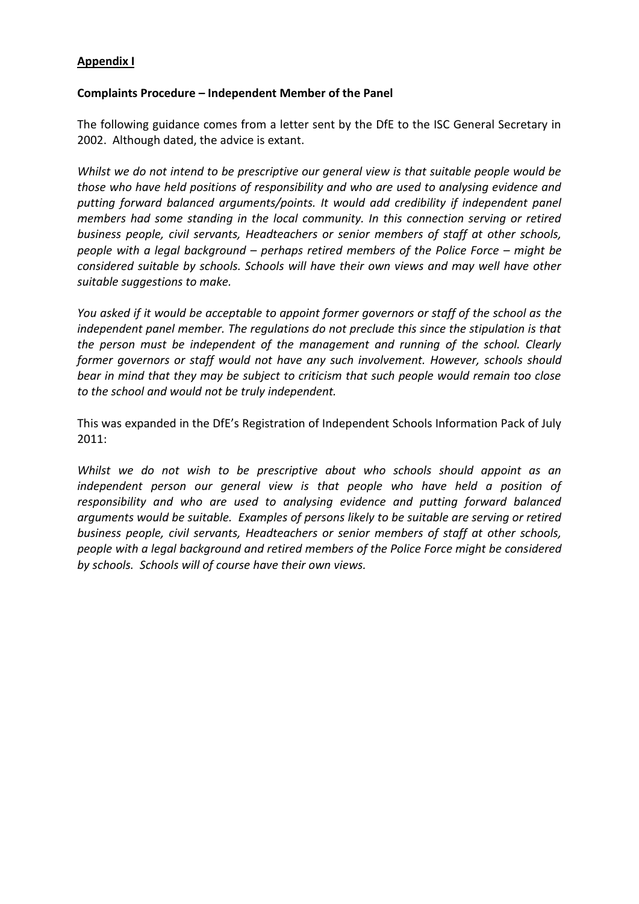**Appendix I**

**Complaints Procedure – Independent Member of the Panel**

The following guidance comes from a letter sent by the DfE to the ISC General Secretary in 2002. Although dated, the advice is extant.

*Whilst we do not intend to be prescriptive our general view is that suitable people would be those who have held positions of responsibility and who are used to analysing evidence and putting forward balanced arguments/points. It would add credibility if independent panel members had some standing in the local community. In this connection serving or retired business people, civil servants, Headteachers or senior members of staff at other schools, people with a legal background – perhaps retired members of the Police Force – might be considered suitable by schools. Schools will have their own views and may well have other suitable suggestions to make.*

*You asked if it would be acceptable to appoint former governors or staff of the school as the independent panel member. The regulations do not preclude this since the stipulation is that the person must be independent of the management and running of the school. Clearly former governors or staff would not have any such involvement. However, schools should bear in mind that they may be subject to criticism that such people would remain too close to the school and would not be truly independent.*

This was expanded in the DfE's Registration of Independent Schools Information Pack of July 2011:

*Whilst we do not wish to be prescriptive about who schools should appoint as an independent person our general view is that people who have held a position of responsibility and who are used to analysing evidence and putting forward balanced arguments would be suitable. Examples of persons likely to be suitable are serving or retired business people, civil servants, Headteachers or senior members of staff at other schools, people with a legal background and retired members of the Police Force might be considered by schools. Schools will of course have their own views.*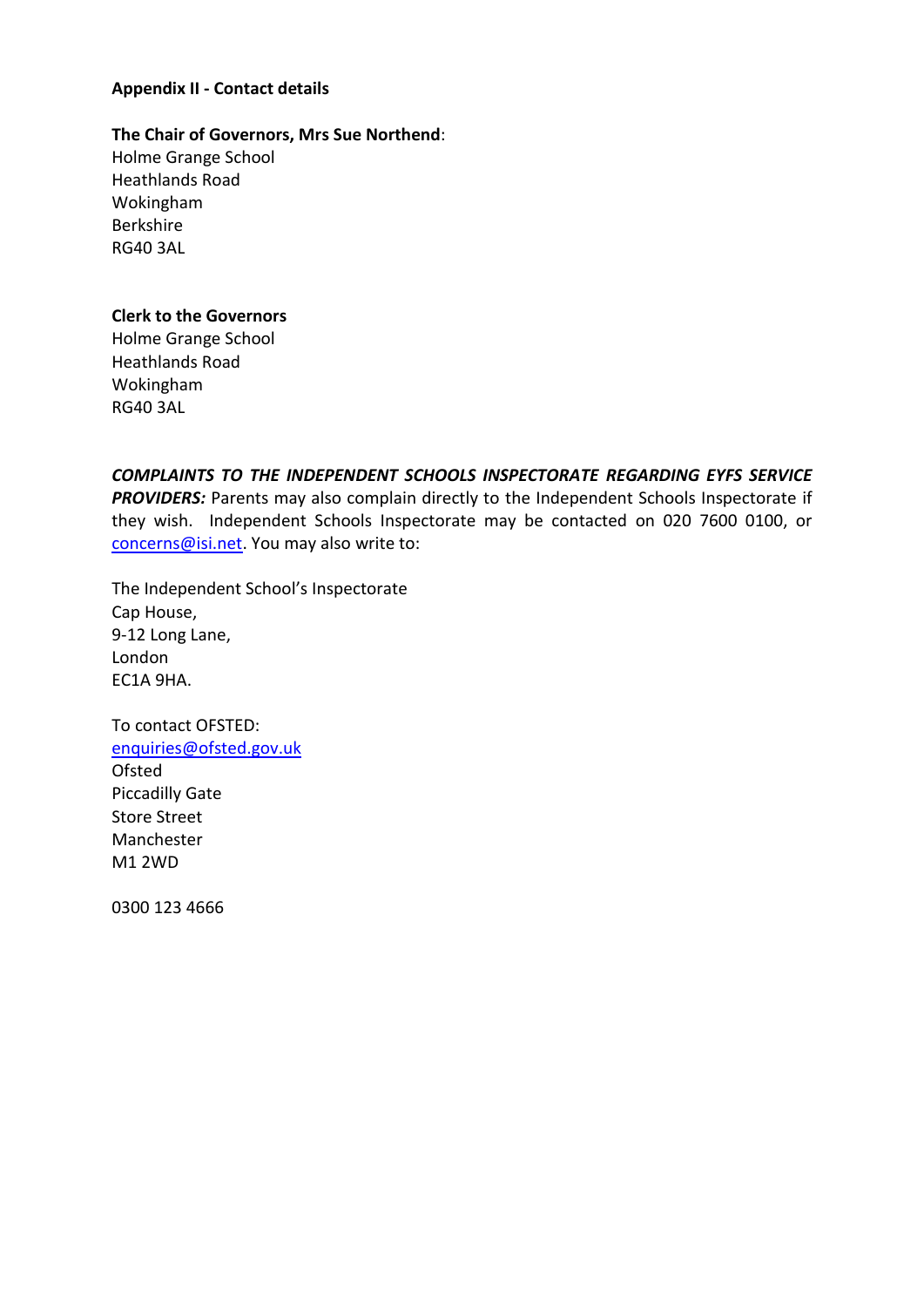**Appendix II - Contact details**

**The Chair of Governors, Mrs Sue Northend**:
Holme Grange School
Heathlands Road
Wokingham
Berkshire
RG40 3AL

**Clerk to the Governors**
Holme Grange School
Heathlands Road
Wokingham
RG40 3AL

***COMPLAINTS TO THE INDEPENDENT SCHOOLS INSPECTORATE REGARDING EYFS SERVICE PROVIDERS:*** Parents may also complain directly to the Independent Schools Inspectorate if they wish. Independent Schools Inspectorate may be contacted on 020 7600 0100, or concerns@isi.net. You may also write to:

The Independent School's Inspectorate
Cap House,
9-12 Long Lane,
London
EC1A 9HA.

To contact OFSTED:
enquiries@ofsted.gov.uk
Ofsted
Piccadilly Gate
Store Street
Manchester
M1 2WD

0300 123 4666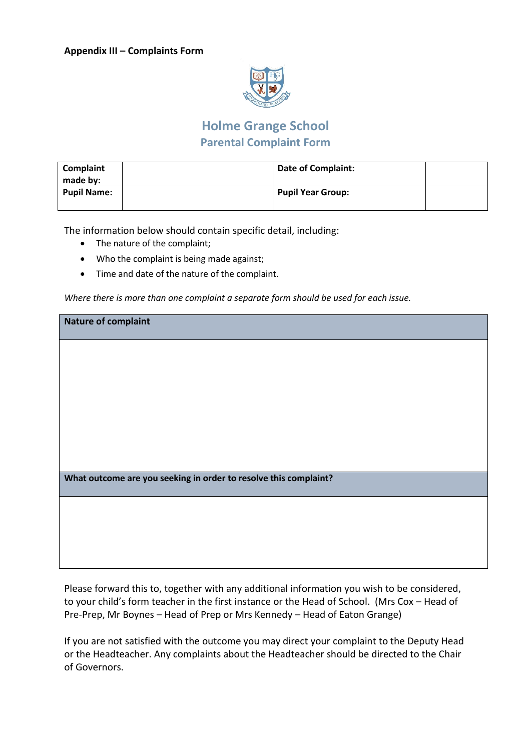**Appendix III – Complaints Form**

## Holme Grange School

### Parental Complaint Form

| | | | |
|---|---|---|---|
| **Complaint made by:** | | **Date of Complaint:** | |
| **Pupil Name:** | | **Pupil Year Group:** | |

The information below should contain specific detail, including:

- The nature of the complaint;
- Who the complaint is being made against;
- Time and date of the nature of the complaint.

*Where there is more than one complaint a separate form should be used for each issue.*

| **Nature of complaint** |
|---|
| |
| **What outcome are you seeking in order to resolve this complaint?** |
| |

Please forward this to, together with any additional information you wish to be considered, to your child's form teacher in the first instance or the Head of School. (Mrs Cox – Head of Pre-Prep, Mr Boynes – Head of Prep or Mrs Kennedy – Head of Eaton Grange)

If you are not satisfied with the outcome you may direct your complaint to the Deputy Head or the Headteacher. Any complaints about the Headteacher should be directed to the Chair of Governors.